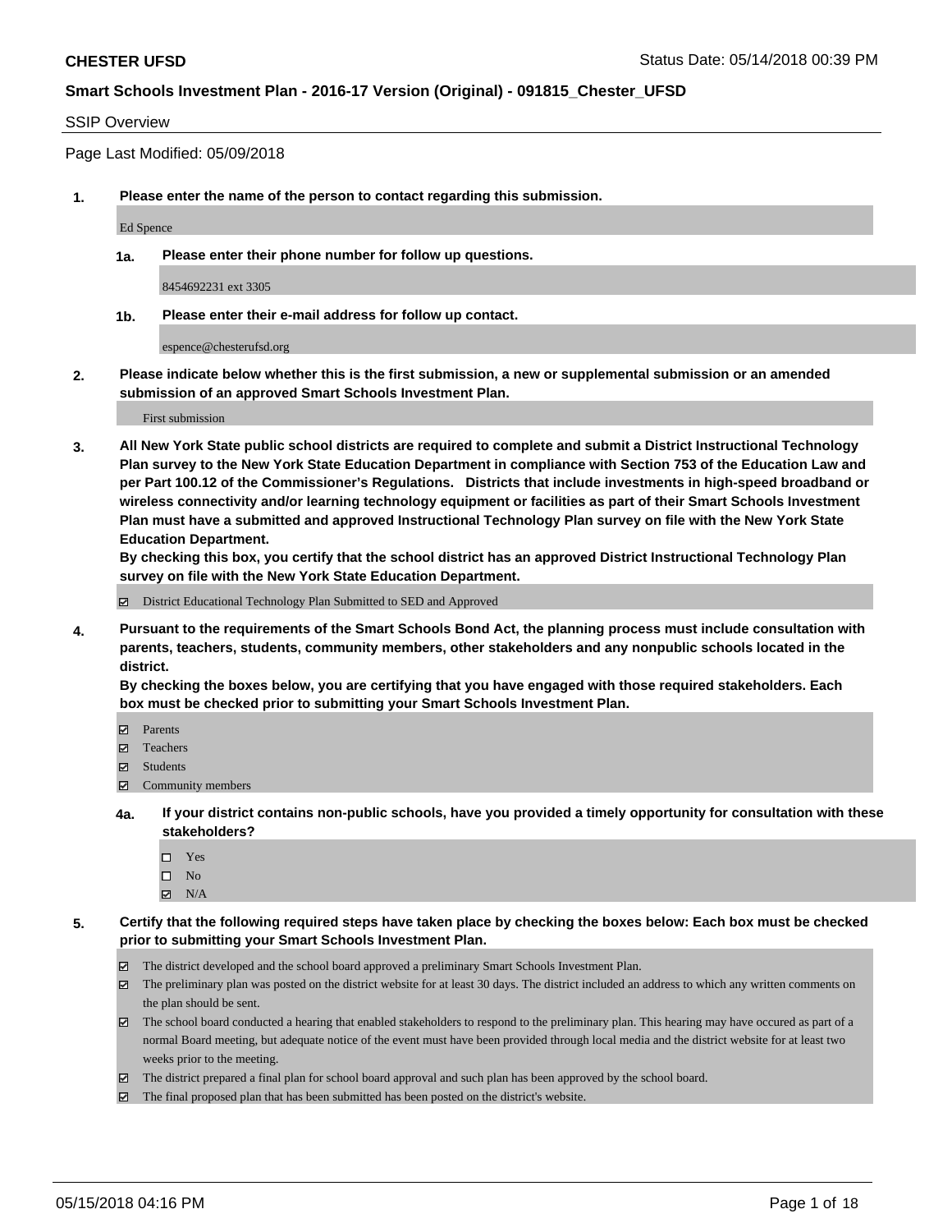# CHESTER UFSD

Status Date: 05/14/2018 00:39 PM

## Smart Schools Investment Plan - 2016-17 Version (Original) - 091815_Chester_UFSD

SSIP Overview

Page Last Modified: 05/09/2018

**1. Please enter the name of the person to contact regarding this submission.**

Ed Spence

**1a. Please enter their phone number for follow up questions.**

8454692231 ext 3305

**1b. Please enter their e-mail address for follow up contact.**

espence@chesterufsd.org

**2. Please indicate below whether this is the first submission, a new or supplemental submission or an amended submission of an approved Smart Schools Investment Plan.**

First submission

**3. All New York State public school districts are required to complete and submit a District Instructional Technology Plan survey to the New York State Education Department in compliance with Section 753 of the Education Law and per Part 100.12 of the Commissioner's Regulations. Districts that include investments in high-speed broadband or wireless connectivity and/or learning technology equipment or facilities as part of their Smart Schools Investment Plan must have a submitted and approved Instructional Technology Plan survey on file with the New York State Education Department.**
**By checking this box, you certify that the school district has an approved District Instructional Technology Plan survey on file with the New York State Education Department.**

- [x] District Educational Technology Plan Submitted to SED and Approved

**4. Pursuant to the requirements of the Smart Schools Bond Act, the planning process must include consultation with parents, teachers, students, community members, other stakeholders and any nonpublic schools located in the district.**
**By checking the boxes below, you are certifying that you have engaged with those required stakeholders. Each box must be checked prior to submitting your Smart Schools Investment Plan.**

- [x] Parents
- [x] Teachers
- [x] Students
- [x] Community members

**4a. If your district contains non-public schools, have you provided a timely opportunity for consultation with these stakeholders?**

- [ ] Yes
- [ ] No
- [x] N/A

**5. Certify that the following required steps have taken place by checking the boxes below: Each box must be checked prior to submitting your Smart Schools Investment Plan.**

- [x] The district developed and the school board approved a preliminary Smart Schools Investment Plan.
- [x] The preliminary plan was posted on the district website for at least 30 days. The district included an address to which any written comments on the plan should be sent.
- [x] The school board conducted a hearing that enabled stakeholders to respond to the preliminary plan. This hearing may have occured as part of a normal Board meeting, but adequate notice of the event must have been provided through local media and the district website for at least two weeks prior to the meeting.
- [x] The district prepared a final plan for school board approval and such plan has been approved by the school board.
- [x] The final proposed plan that has been submitted has been posted on the district's website.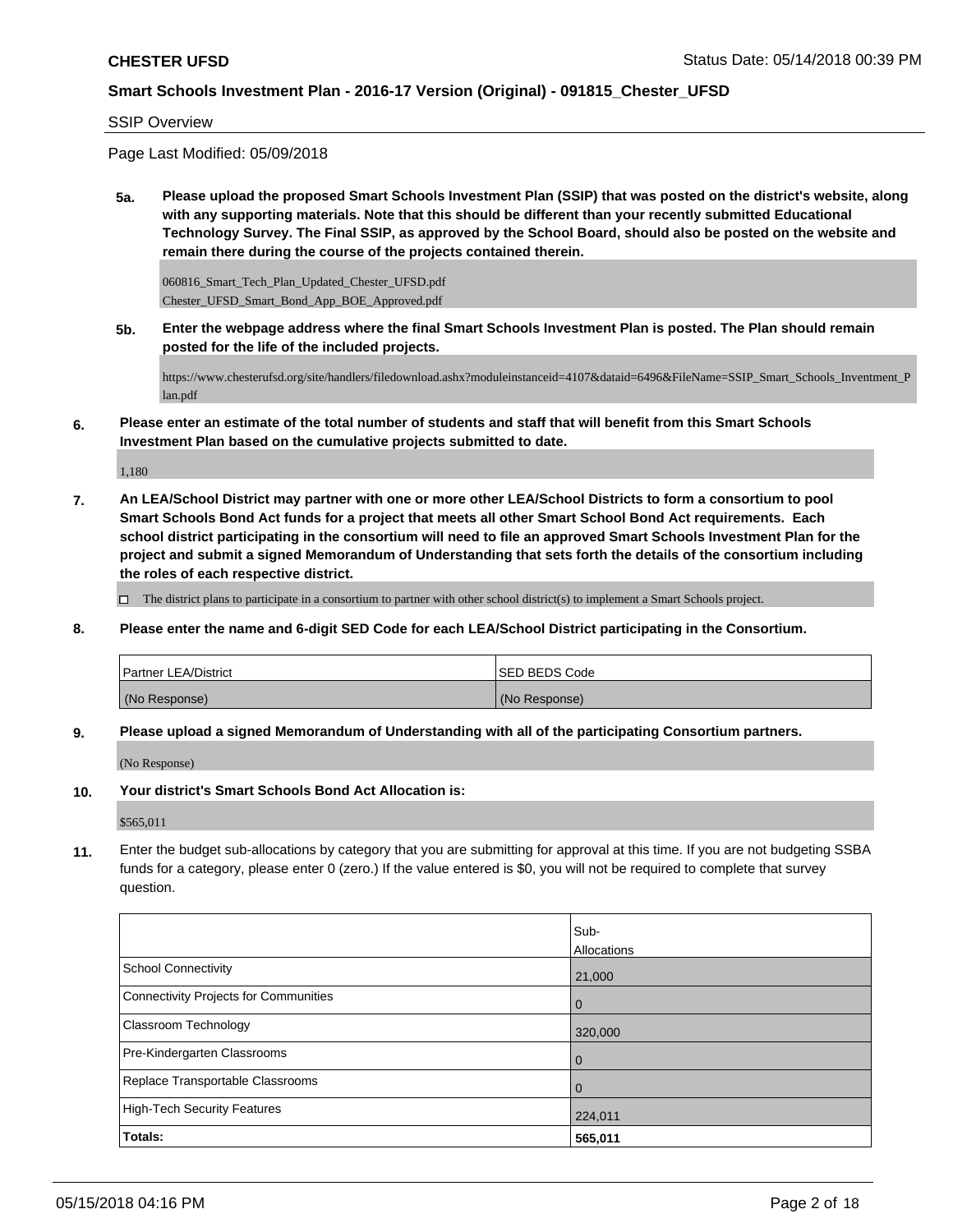SSIP Overview

Page Last Modified: 05/09/2018

**5a. Please upload the proposed Smart Schools Investment Plan (SSIP) that was posted on the district's website, along with any supporting materials. Note that this should be different than your recently submitted Educational Technology Survey. The Final SSIP, as approved by the School Board, should also be posted on the website and remain there during the course of the projects contained therein.**

060816_Smart_Tech_Plan_Updated_Chester_UFSD.pdf
Chester_UFSD_Smart_Bond_App_BOE_Approved.pdf

**5b. Enter the webpage address where the final Smart Schools Investment Plan is posted. The Plan should remain posted for the life of the included projects.**

https://www.chesterufsd.org/site/handlers/filedownload.ashx?moduleinstanceid=4107&dataid=6496&FileName=SSIP_Smart_Schools_Inventment_Plan.pdf

**6. Please enter an estimate of the total number of students and staff that will benefit from this Smart Schools Investment Plan based on the cumulative projects submitted to date.**

1,180

**7. An LEA/School District may partner with one or more other LEA/School Districts to form a consortium to pool Smart Schools Bond Act funds for a project that meets all other Smart School Bond Act requirements. Each school district participating in the consortium will need to file an approved Smart Schools Investment Plan for the project and submit a signed Memorandum of Understanding that sets forth the details of the consortium including the roles of each respective district.**

☐ The district plans to participate in a consortium to partner with other school district(s) to implement a Smart Schools project.

**8. Please enter the name and 6-digit SED Code for each LEA/School District participating in the Consortium.**

| Partner LEA/District | SED BEDS Code |
| --- | --- |
| (No Response) | (No Response) |

**9. Please upload a signed Memorandum of Understanding with all of the participating Consortium partners.**

(No Response)

**10. Your district's Smart Schools Bond Act Allocation is:**

$565,011

**11.** Enter the budget sub-allocations by category that you are submitting for approval at this time. If you are not budgeting SSBA funds for a category, please enter 0 (zero.) If the value entered is $0, you will not be required to complete that survey question.

| | Sub-Allocations |
| --- | --- |
| School Connectivity | 21,000 |
| Connectivity Projects for Communities | 0 |
| Classroom Technology | 320,000 |
| Pre-Kindergarten Classrooms | 0 |
| Replace Transportable Classrooms | 0 |
| High-Tech Security Features | 224,011 |
| **Totals:** | **565,011** |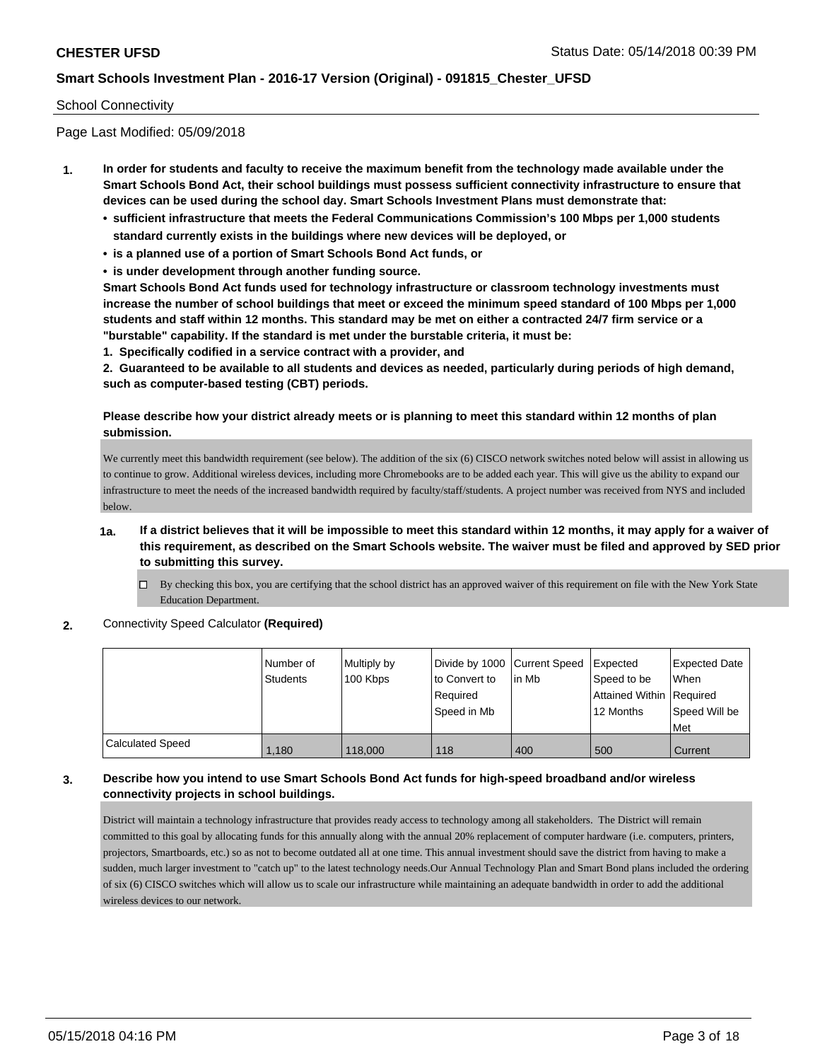School Connectivity

Page Last Modified: 05/09/2018

1. **In order for students and faculty to receive the maximum benefit from the technology made available under the Smart Schools Bond Act, their school buildings must possess sufficient connectivity infrastructure to ensure that devices can be used during the school day. Smart Schools Investment Plans must demonstrate that:**
   - **sufficient infrastructure that meets the Federal Communications Commission's 100 Mbps per 1,000 students standard currently exists in the buildings where new devices will be deployed, or**
   - **is a planned use of a portion of Smart Schools Bond Act funds, or**
   - **is under development through another funding source.**

   **Smart Schools Bond Act funds used for technology infrastructure or classroom technology investments must increase the number of school buildings that meet or exceed the minimum speed standard of 100 Mbps per 1,000 students and staff within 12 months. This standard may be met on either a contracted 24/7 firm service or a "burstable" capability. If the standard is met under the burstable criteria, it must be:**

   **1. Specifically codified in a service contract with a provider, and**

   **2. Guaranteed to be available to all students and devices as needed, particularly during periods of high demand, such as computer-based testing (CBT) periods.**

   **Please describe how your district already meets or is planning to meet this standard within 12 months of plan submission.**

   We currently meet this bandwidth requirement (see below). The addition of the six (6) CISCO network switches noted below will assist in allowing us to continue to grow. Additional wireless devices, including more Chromebooks are to be added each year. This will give us the ability to expand our infrastructure to meet the needs of the increased bandwidth required by faculty/staff/students. A project number was received from NYS and included below.

   **1a. If a district believes that it will be impossible to meet this standard within 12 months, it may apply for a waiver of this requirement, as described on the Smart Schools website. The waiver must be filed and approved by SED prior to submitting this survey.**

   ☐ By checking this box, you are certifying that the school district has an approved waiver of this requirement on file with the New York State Education Department.

2. Connectivity Speed Calculator **(Required)**

| | Number of Students | Multiply by 100 Kbps | Divide by 1000 to Convert to Required Speed in Mb | Current Speed in Mb | Expected Speed to be Attained Within 12 Months | Expected Date When Required Speed Will be Met |
|---|---|---|---|---|---|---|
| Calculated Speed | 1,180 | 118,000 | 118 | 400 | 500 | Current |

3. **Describe how you intend to use Smart Schools Bond Act funds for high-speed broadband and/or wireless connectivity projects in school buildings.**

   District will maintain a technology infrastructure that provides ready access to technology among all stakeholders. The District will remain committed to this goal by allocating funds for this annually along with the annual 20% replacement of computer hardware (i.e. computers, printers, projectors, Smartboards, etc.) so as not to become outdated all at one time. This annual investment should save the district from having to make a sudden, much larger investment to "catch up" to the latest technology needs.Our Annual Technology Plan and Smart Bond plans included the ordering of six (6) CISCO switches which will allow us to scale our infrastructure while maintaining an adequate bandwidth in order to add the additional wireless devices to our network.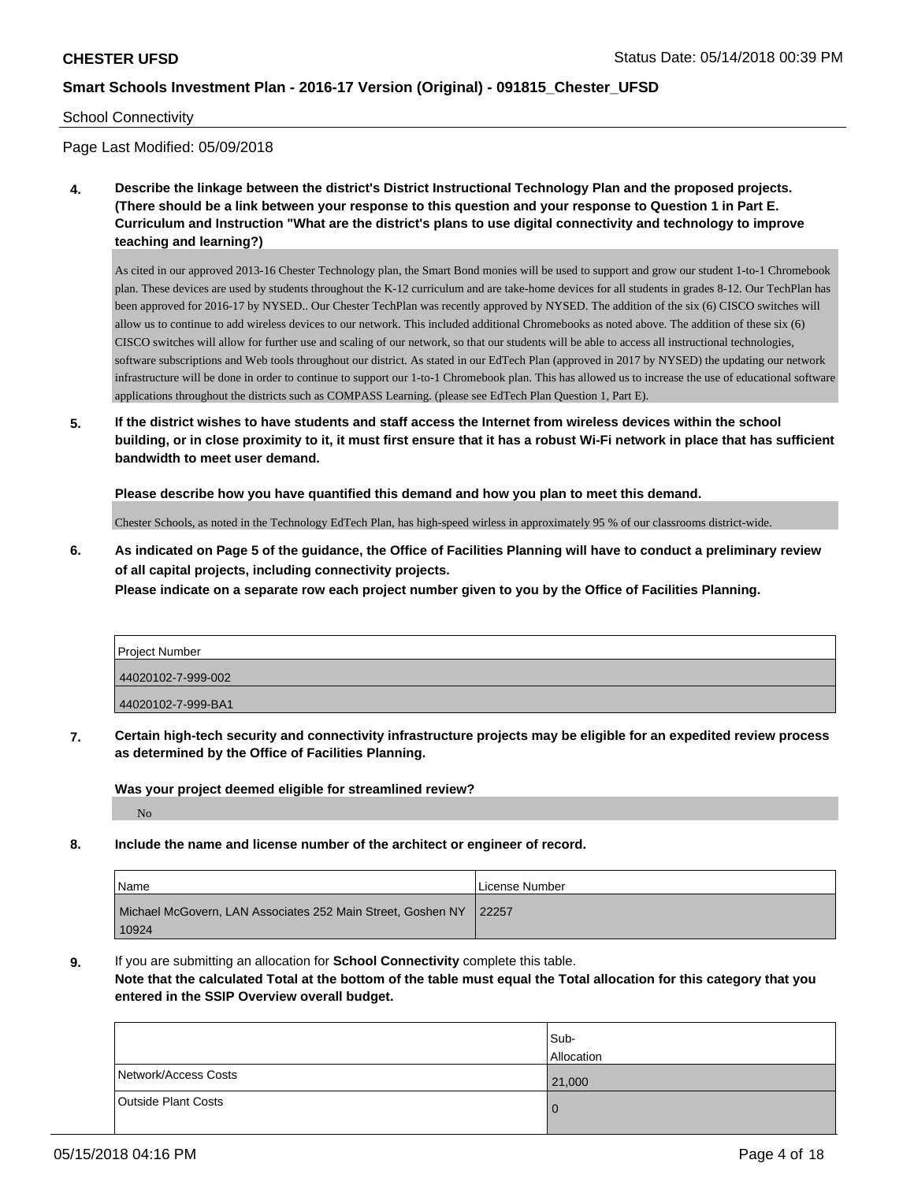School Connectivity

Page Last Modified: 05/09/2018

**4. Describe the linkage between the district's District Instructional Technology Plan and the proposed projects. (There should be a link between your response to this question and your response to Question 1 in Part E. Curriculum and Instruction "What are the district's plans to use digital connectivity and technology to improve teaching and learning?)**

As cited in our approved 2013-16 Chester Technology plan, the Smart Bond monies will be used to support and grow our student 1-to-1 Chromebook plan. These devices are used by students throughout the K-12 curriculum and are take-home devices for all students in grades 8-12. Our TechPlan has been approved for 2016-17 by NYSED.. Our Chester TechPlan was recently approved by NYSED. The addition of the six (6) CISCO switches will allow us to continue to add wireless devices to our network. This included additional Chromebooks as noted above. The addition of these six (6) CISCO switches will allow for further use and scaling of our network, so that our students will be able to access all instructional technologies, software subscriptions and Web tools throughout our district. As stated in our EdTech Plan (approved in 2017 by NYSED) the updating our network infrastructure will be done in order to continue to support our 1-to-1 Chromebook plan. This has allowed us to increase the use of educational software applications throughout the districts such as COMPASS Learning. (please see EdTech Plan Question 1, Part E).

**5. If the district wishes to have students and staff access the Internet from wireless devices within the school building, or in close proximity to it, it must first ensure that it has a robust Wi-Fi network in place that has sufficient bandwidth to meet user demand.**

**Please describe how you have quantified this demand and how you plan to meet this demand.**

Chester Schools, as noted in the Technology EdTech Plan, has high-speed wirless in approximately 95 % of our classrooms district-wide.

**6. As indicated on Page 5 of the guidance, the Office of Facilities Planning will have to conduct a preliminary review of all capital projects, including connectivity projects.**
**Please indicate on a separate row each project number given to you by the Office of Facilities Planning.**

| Project Number |
| --- |
| 44020102-7-999-002 |
| 44020102-7-999-BA1 |

**7. Certain high-tech security and connectivity infrastructure projects may be eligible for an expedited review process as determined by the Office of Facilities Planning.**

**Was your project deemed eligible for streamlined review?**

No

**8. Include the name and license number of the architect or engineer of record.**

| Name | License Number |
| --- | --- |
| Michael McGovern, LAN Associates 252 Main Street, Goshen NY 10924 | 22257 |

**9.** If you are submitting an allocation for **School Connectivity** complete this table.
**Note that the calculated Total at the bottom of the table must equal the Total allocation for this category that you entered in the SSIP Overview overall budget.**

| | Sub-Allocation |
| --- | --- |
| Network/Access Costs | 21,000 |
| Outside Plant Costs | 0 |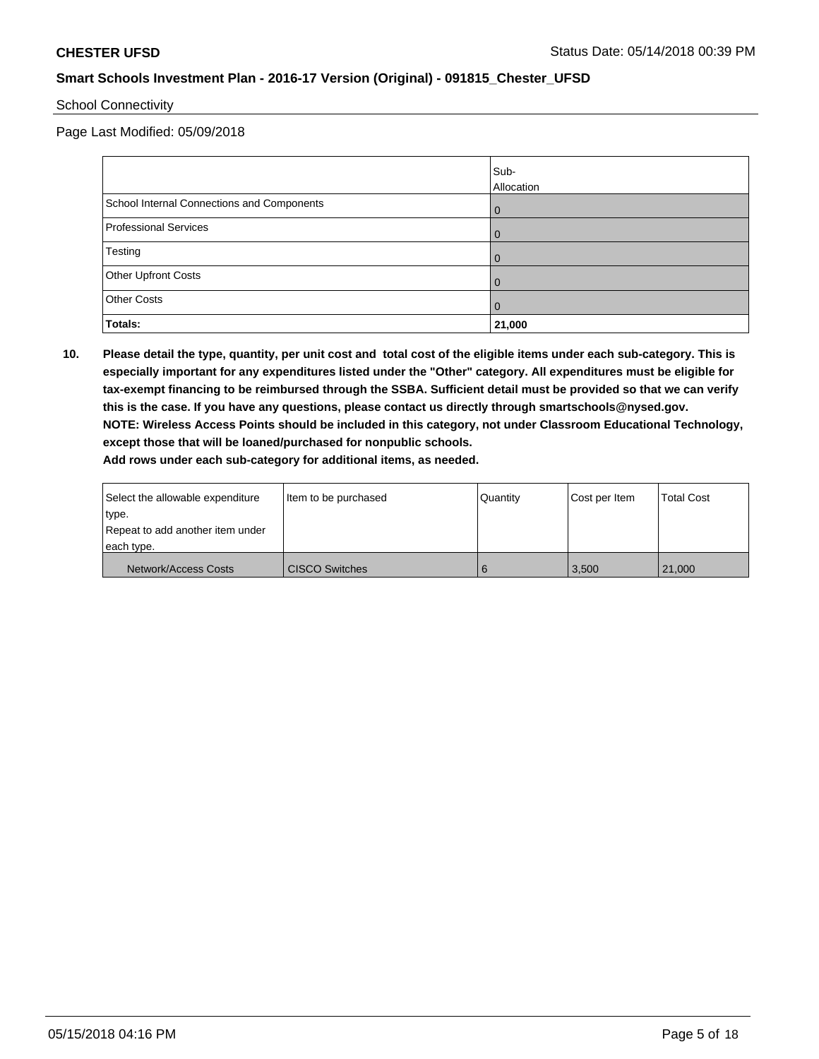School Connectivity

Page Last Modified: 05/09/2018

| | Sub-Allocation |
|---|---|
| School Internal Connections and Components | 0 |
| Professional Services | 0 |
| Testing | 0 |
| Other Upfront Costs | 0 |
| Other Costs | 0 |
| **Totals:** | **21,000** |

**10. Please detail the type, quantity, per unit cost and total cost of the eligible items under each sub-category. This is especially important for any expenditures listed under the "Other" category. All expenditures must be eligible for tax-exempt financing to be reimbursed through the SSBA. Sufficient detail must be provided so that we can verify this is the case. If you have any questions, please contact us directly through smartschools@nysed.gov.**
**NOTE: Wireless Access Points should be included in this category, not under Classroom Educational Technology, except those that will be loaned/purchased for nonpublic schools.**
**Add rows under each sub-category for additional items, as needed.**

| Select the allowable expenditure type. Repeat to add another item under each type. | Item to be purchased | Quantity | Cost per Item | Total Cost |
|---|---|---|---|---|
| Network/Access Costs | CISCO Switches | 6 | 3,500 | 21,000 |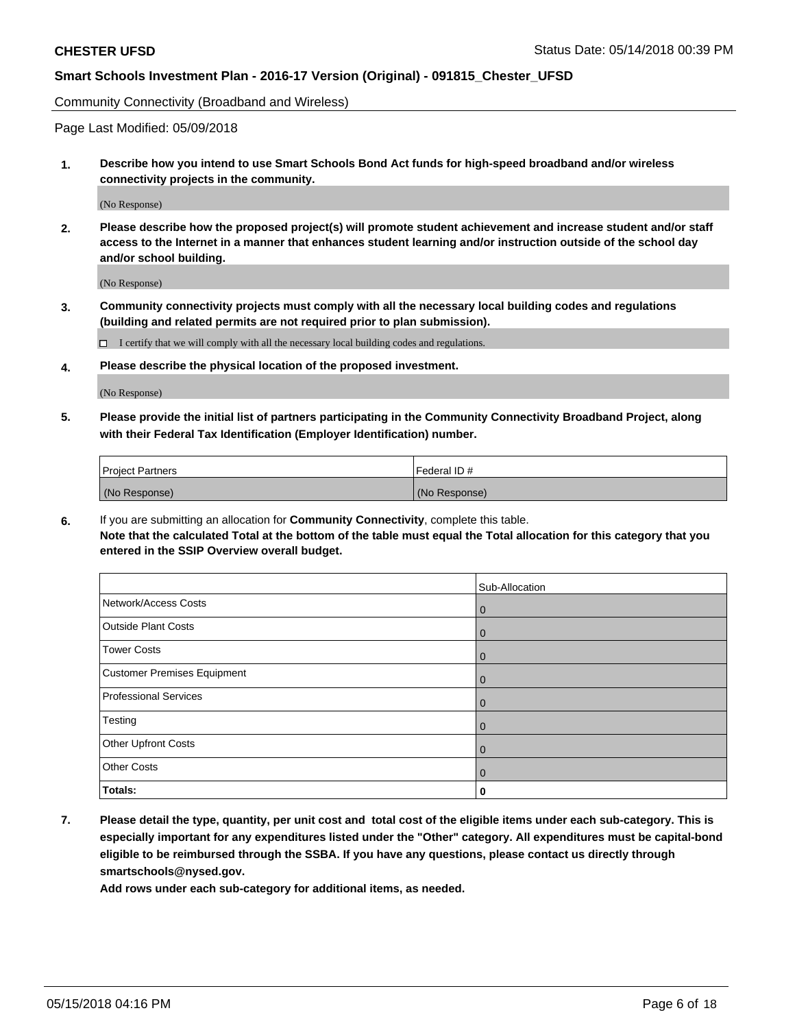Community Connectivity (Broadband and Wireless)

Page Last Modified: 05/09/2018

**1. Describe how you intend to use Smart Schools Bond Act funds for high-speed broadband and/or wireless connectivity projects in the community.**

(No Response)

**2. Please describe how the proposed project(s) will promote student achievement and increase student and/or staff access to the Internet in a manner that enhances student learning and/or instruction outside of the school day and/or school building.**

(No Response)

**3. Community connectivity projects must comply with all the necessary local building codes and regulations (building and related permits are not required prior to plan submission).**

☐ I certify that we will comply with all the necessary local building codes and regulations.

**4. Please describe the physical location of the proposed investment.**

(No Response)

**5. Please provide the initial list of partners participating in the Community Connectivity Broadband Project, along with their Federal Tax Identification (Employer Identification) number.**

| Project Partners | Federal ID # |
|---|---|
| (No Response) | (No Response) |

**6.** If you are submitting an allocation for **Community Connectivity**, complete this table.
**Note that the calculated Total at the bottom of the table must equal the Total allocation for this category that you entered in the SSIP Overview overall budget.**

| | Sub-Allocation |
|---|---|
| Network/Access Costs | 0 |
| Outside Plant Costs | 0 |
| Tower Costs | 0 |
| Customer Premises Equipment | 0 |
| Professional Services | 0 |
| Testing | 0 |
| Other Upfront Costs | 0 |
| Other Costs | 0 |
| **Totals:** | **0** |

**7. Please detail the type, quantity, per unit cost and total cost of the eligible items under each sub-category. This is especially important for any expenditures listed under the "Other" category. All expenditures must be capital-bond eligible to be reimbursed through the SSBA. If you have any questions, please contact us directly through smartschools@nysed.gov.**

**Add rows under each sub-category for additional items, as needed.**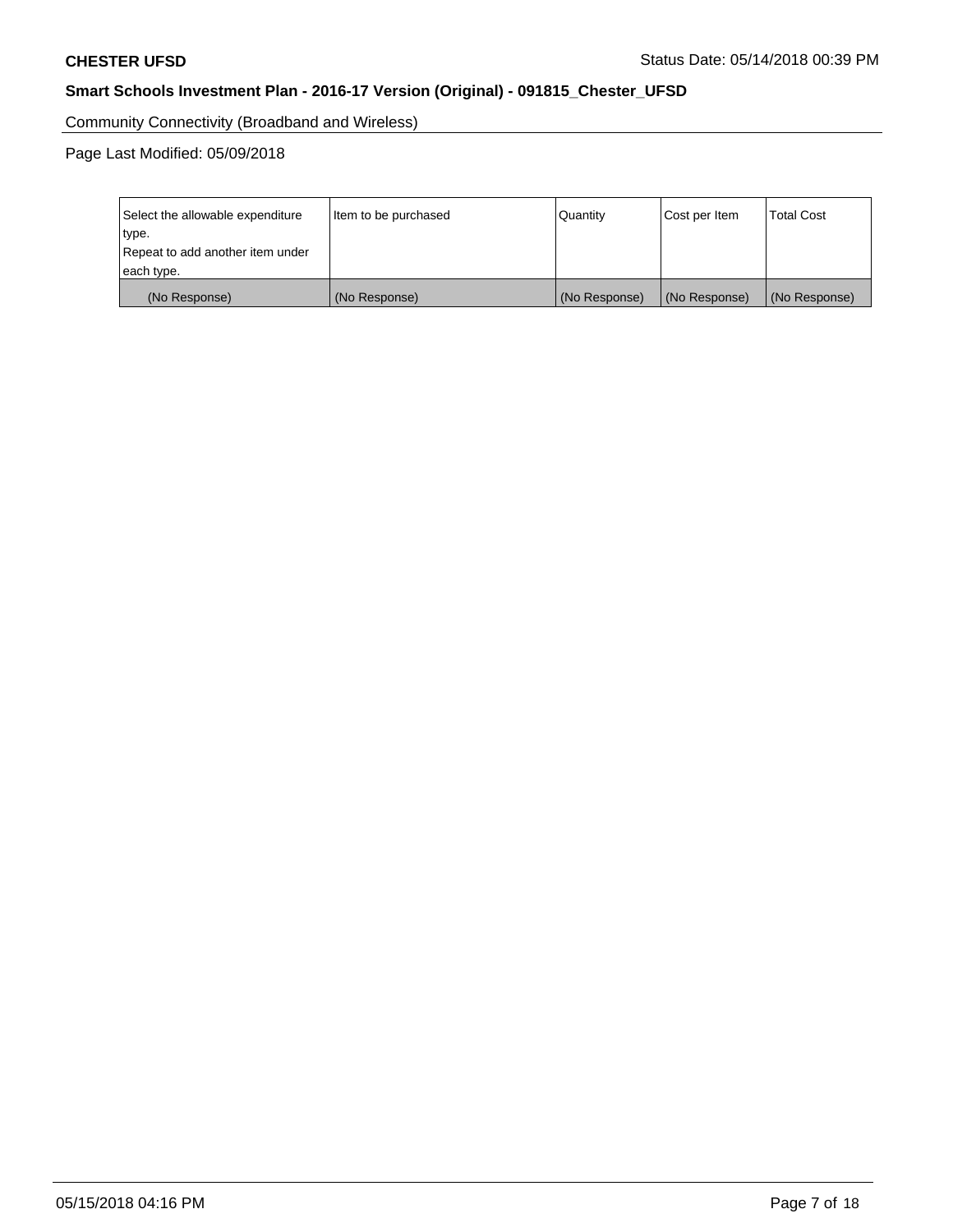Community Connectivity (Broadband and Wireless)

Page Last Modified: 05/09/2018

| Select the allowable expenditure type. Repeat to add another item under each type. | Item to be purchased | Quantity | Cost per Item | Total Cost |
| --- | --- | --- | --- | --- |
| (No Response) | (No Response) | (No Response) | (No Response) | (No Response) |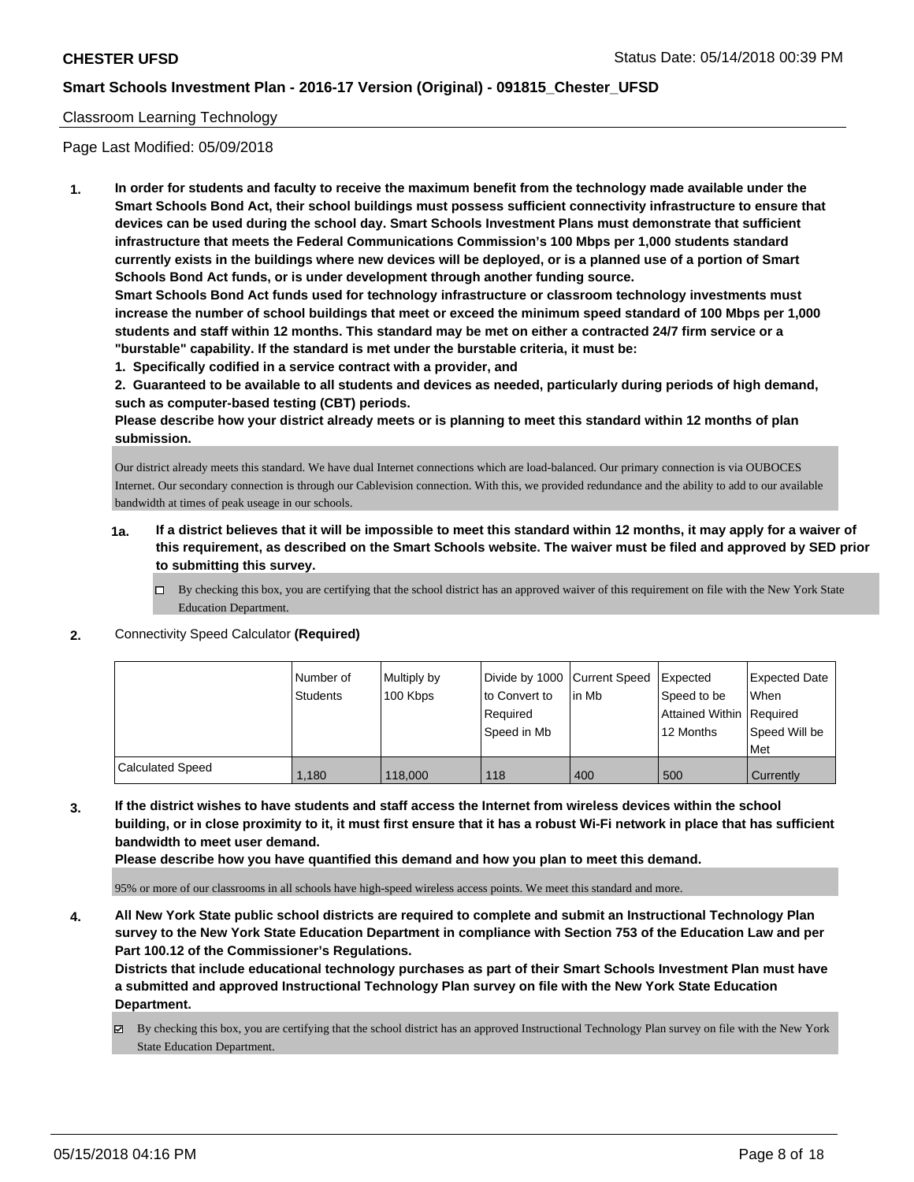Classroom Learning Technology

Page Last Modified: 05/09/2018

1. **In order for students and faculty to receive the maximum benefit from the technology made available under the Smart Schools Bond Act, their school buildings must possess sufficient connectivity infrastructure to ensure that devices can be used during the school day. Smart Schools Investment Plans must demonstrate that sufficient infrastructure that meets the Federal Communications Commission's 100 Mbps per 1,000 students standard currently exists in the buildings where new devices will be deployed, or is a planned use of a portion of Smart Schools Bond Act funds, or is under development through another funding source.**

   **Smart Schools Bond Act funds used for technology infrastructure or classroom technology investments must increase the number of school buildings that meet or exceed the minimum speed standard of 100 Mbps per 1,000 students and staff within 12 months. This standard may be met on either a contracted 24/7 firm service or a "burstable" capability. If the standard is met under the burstable criteria, it must be:**

   **1. Specifically codified in a service contract with a provider, and**

   **2. Guaranteed to be available to all students and devices as needed, particularly during periods of high demand, such as computer-based testing (CBT) periods.**

   **Please describe how your district already meets or is planning to meet this standard within 12 months of plan submission.**

   Our district already meets this standard. We have dual Internet connections which are load-balanced. Our primary connection is via OUBOCES Internet. Our secondary connection is through our Cablevision connection. With this, we provided redundance and the ability to add to our available bandwidth at times of peak useage in our schools.

   **1a. If a district believes that it will be impossible to meet this standard within 12 months, it may apply for a waiver of this requirement, as described on the Smart Schools website. The waiver must be filed and approved by SED prior to submitting this survey.**

   - [ ] By checking this box, you are certifying that the school district has an approved waiver of this requirement on file with the New York State Education Department.

2. Connectivity Speed Calculator **(Required)**

|  | Number of Students | Multiply by 100 Kbps | Divide by 1000 to Convert to Required Speed in Mb | Current Speed in Mb | Expected Speed to be Attained Within 12 Months | Expected Date When Required Speed Will be Met |
|---|---|---|---|---|---|---|
| Calculated Speed | 1,180 | 118,000 | 118 | 400 | 500 | Currently |

3. **If the district wishes to have students and staff access the Internet from wireless devices within the school building, or in close proximity to it, it must first ensure that it has a robust Wi-Fi network in place that has sufficient bandwidth to meet user demand.**

   **Please describe how you have quantified this demand and how you plan to meet this demand.**

   95% or more of our classrooms in all schools have high-speed wireless access points. We meet this standard and more.

4. **All New York State public school districts are required to complete and submit an Instructional Technology Plan survey to the New York State Education Department in compliance with Section 753 of the Education Law and per Part 100.12 of the Commissioner's Regulations.**

   **Districts that include educational technology purchases as part of their Smart Schools Investment Plan must have a submitted and approved Instructional Technology Plan survey on file with the New York State Education Department.**

   - [x] By checking this box, you are certifying that the school district has an approved Instructional Technology Plan survey on file with the New York State Education Department.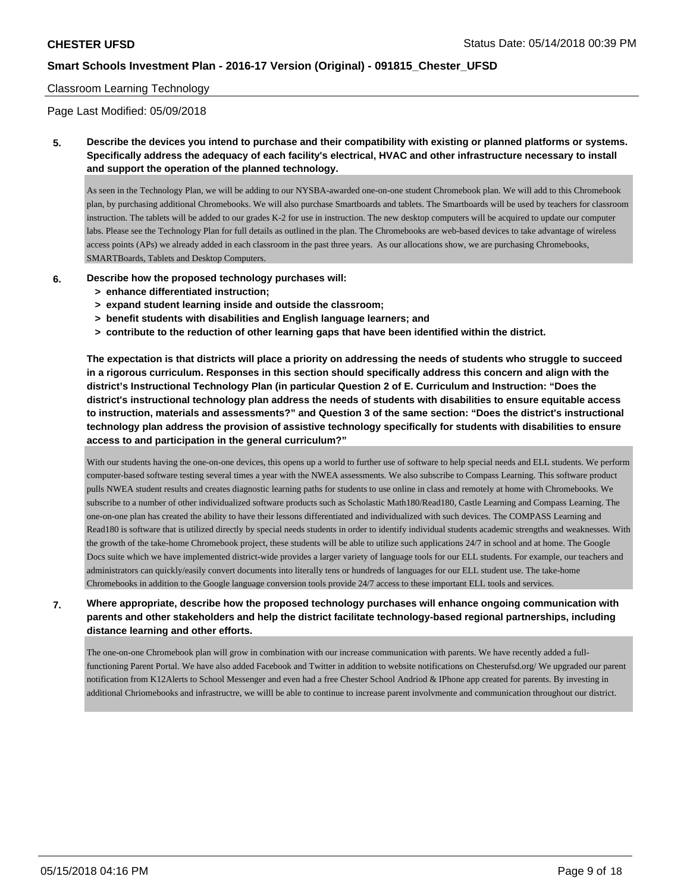Classroom Learning Technology

Page Last Modified: 05/09/2018

**5. Describe the devices you intend to purchase and their compatibility with existing or planned platforms or systems. Specifically address the adequacy of each facility's electrical, HVAC and other infrastructure necessary to install and support the operation of the planned technology.**

As seen in the Technology Plan, we will be adding to our NYSBA-awarded one-on-one student Chromebook plan. We will add to this Chromebook plan, by purchasing additional Chromebooks. We will also purchase Smartboards and tablets. The Smartboards will be used by teachers for classroom instruction. The tablets will be added to our grades K-2 for use in instruction. The new desktop computers will be acquired to update our computer labs. Please see the Technology Plan for full details as outlined in the plan. The Chromebooks are web-based devices to take advantage of wireless access points (APs) we already added in each classroom in the past three years. As our allocations show, we are purchasing Chromebooks, SMARTBoards, Tablets and Desktop Computers.

**6. Describe how the proposed technology purchases will:**
- **> enhance differentiated instruction;**
- **> expand student learning inside and outside the classroom;**
- **> benefit students with disabilities and English language learners; and**
- **> contribute to the reduction of other learning gaps that have been identified within the district.**

**The expectation is that districts will place a priority on addressing the needs of students who struggle to succeed in a rigorous curriculum. Responses in this section should specifically address this concern and align with the district's Instructional Technology Plan (in particular Question 2 of E. Curriculum and Instruction: "Does the district's instructional technology plan address the needs of students with disabilities to ensure equitable access to instruction, materials and assessments?" and Question 3 of the same section: "Does the district's instructional technology plan address the provision of assistive technology specifically for students with disabilities to ensure access to and participation in the general curriculum?"**

With our students having the one-on-one devices, this opens up a world to further use of software to help special needs and ELL students. We perform computer-based software testing several times a year with the NWEA assessments. We also subscribe to Compass Learning. This software product pulls NWEA student results and creates diagnostic learning paths for students to use online in class and remotely at home with Chromebooks. We subscribe to a number of other individualized software products such as Scholastic Math180/Read180, Castle Learning and Compass Learning. The one-on-one plan has created the ability to have their lessons differentiated and individualized with such devices. The COMPASS Learning and Read180 is software that is utilized directly by special needs students in order to identify individual students academic strengths and weaknesses. With the growth of the take-home Chromebook project, these students will be able to utilize such applications 24/7 in school and at home. The Google Docs suite which we have implemented district-wide provides a larger variety of language tools for our ELL students. For example, our teachers and administrators can quickly/easily convert documents into literally tens or hundreds of languages for our ELL student use. The take-home Chromebooks in addition to the Google language conversion tools provide 24/7 access to these important ELL tools and services.

**7. Where appropriate, describe how the proposed technology purchases will enhance ongoing communication with parents and other stakeholders and help the district facilitate technology-based regional partnerships, including distance learning and other efforts.**

The one-on-one Chromebook plan will grow in combination with our increase communication with parents. We have recently added a full-functioning Parent Portal. We have also added Facebook and Twitter in addition to website notifications on Chesterufsd.org/ We upgraded our parent notification from K12Alerts to School Messenger and even had a free Chester School Andriod & IPhone app created for parents. By investing in additional Chriomebooks and infrastructre, we willl be able to continue to increase parent involvmente and communication throughout our district.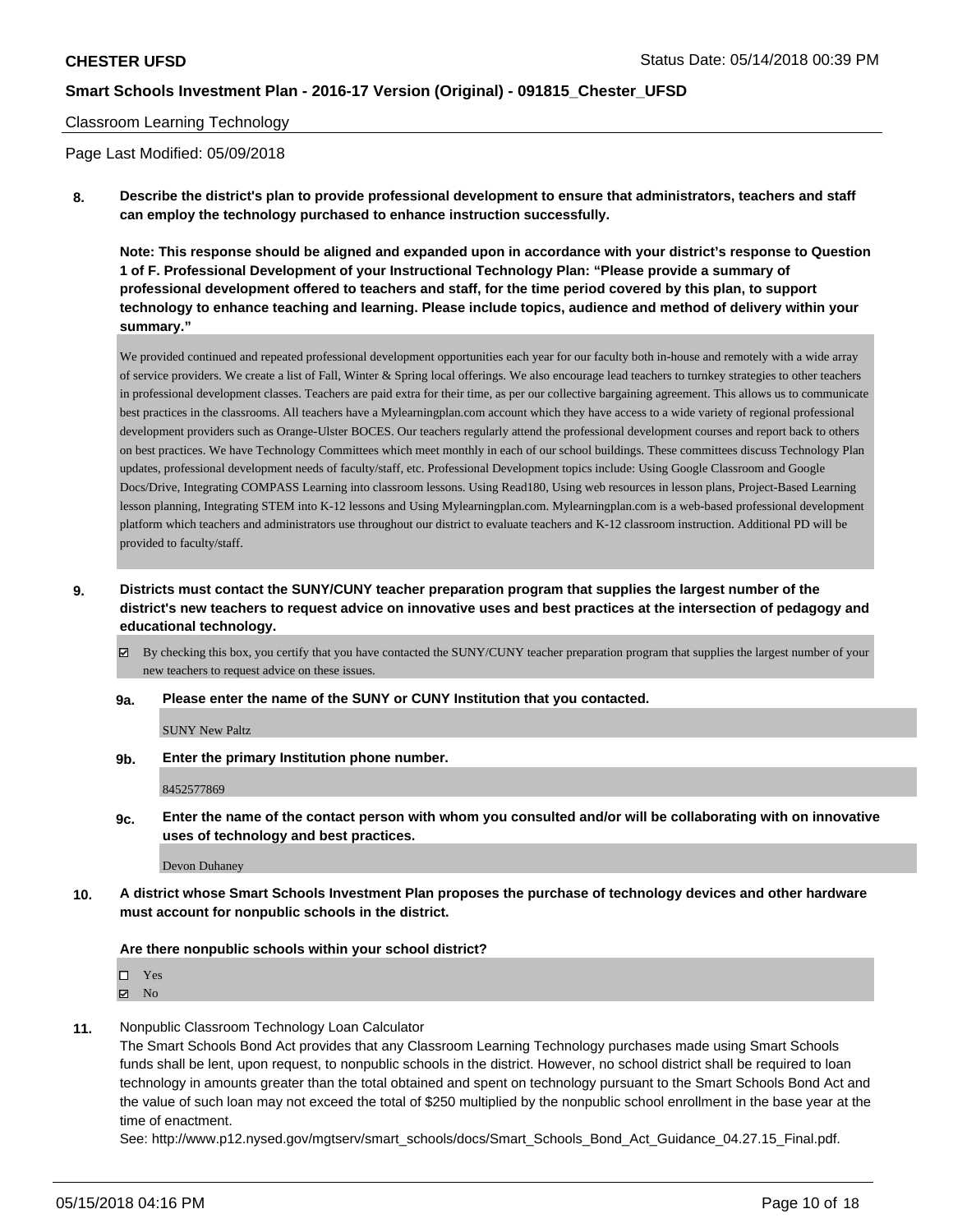Classroom Learning Technology

Page Last Modified: 05/09/2018

**8. Describe the district's plan to provide professional development to ensure that administrators, teachers and staff can employ the technology purchased to enhance instruction successfully.**

**Note: This response should be aligned and expanded upon in accordance with your district's response to Question 1 of F. Professional Development of your Instructional Technology Plan: "Please provide a summary of professional development offered to teachers and staff, for the time period covered by this plan, to support technology to enhance teaching and learning. Please include topics, audience and method of delivery within your summary."**

We provided continued and repeated professional development opportunities each year for our faculty both in-house and remotely with a wide array of service providers. We create a list of Fall, Winter & Spring local offerings. We also encourage lead teachers to turnkey strategies to other teachers in professional development classes. Teachers are paid extra for their time, as per our collective bargaining agreement. This allows us to communicate best practices in the classrooms. All teachers have a Mylearningplan.com account which they have access to a wide variety of regional professional development providers such as Orange-Ulster BOCES. Our teachers regularly attend the professional development courses and report back to others on best practices. We have Technology Committees which meet monthly in each of our school buildings. These committees discuss Technology Plan updates, professional development needs of faculty/staff, etc. Professional Development topics include: Using Google Classroom and Google Docs/Drive, Integrating COMPASS Learning into classroom lessons. Using Read180, Using web resources in lesson plans, Project-Based Learning lesson planning, Integrating STEM into K-12 lessons and Using Mylearningplan.com. Mylearningplan.com is a web-based professional development platform which teachers and administrators use throughout our district to evaluate teachers and K-12 classroom instruction. Additional PD will be provided to faculty/staff.

**9. Districts must contact the SUNY/CUNY teacher preparation program that supplies the largest number of the district's new teachers to request advice on innovative uses and best practices at the intersection of pedagogy and educational technology.**

☑ By checking this box, you certify that you have contacted the SUNY/CUNY teacher preparation program that supplies the largest number of your new teachers to request advice on these issues.

**9a. Please enter the name of the SUNY or CUNY Institution that you contacted.**

SUNY New Paltz

**9b. Enter the primary Institution phone number.**

8452577869

**9c. Enter the name of the contact person with whom you consulted and/or will be collaborating with on innovative uses of technology and best practices.**

Devon Duhaney

**10. A district whose Smart Schools Investment Plan proposes the purchase of technology devices and other hardware must account for nonpublic schools in the district.**

**Are there nonpublic schools within your school district?**

☐ Yes
☑ No

**11.** Nonpublic Classroom Technology Loan Calculator

The Smart Schools Bond Act provides that any Classroom Learning Technology purchases made using Smart Schools funds shall be lent, upon request, to nonpublic schools in the district. However, no school district shall be required to loan technology in amounts greater than the total obtained and spent on technology pursuant to the Smart Schools Bond Act and the value of such loan may not exceed the total of $250 multiplied by the nonpublic school enrollment in the base year at the time of enactment.

See: http://www.p12.nysed.gov/mgtserv/smart_schools/docs/Smart_Schools_Bond_Act_Guidance_04.27.15_Final.pdf.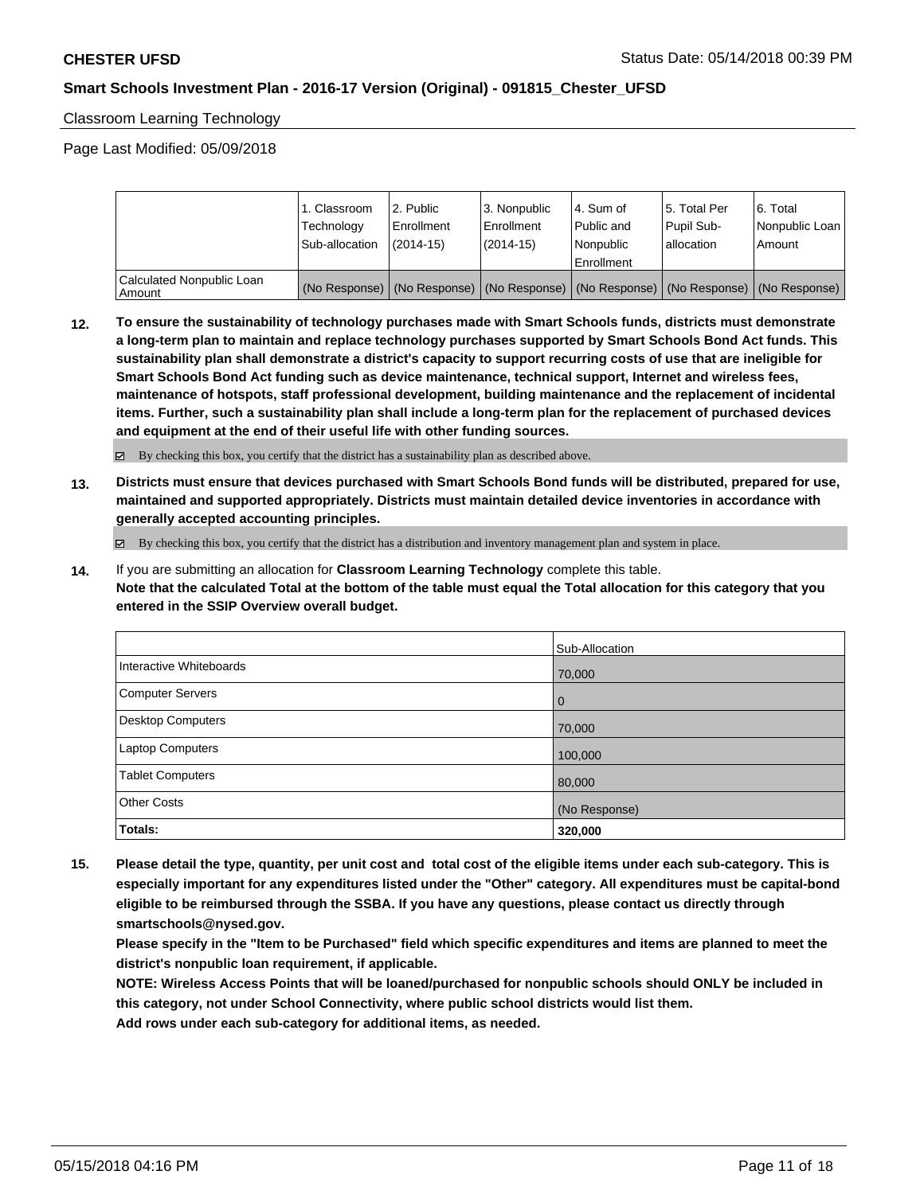Classroom Learning Technology

Page Last Modified: 05/09/2018

| | 1. Classroom Technology Sub-allocation | 2. Public Enrollment (2014-15) | 3. Nonpublic Enrollment (2014-15) | 4. Sum of Public and Nonpublic Enrollment | 5. Total Per Pupil Sub-allocation | 6. Total Nonpublic Loan Amount |
|---|---|---|---|---|---|---|
| Calculated Nonpublic Loan Amount | (No Response) | (No Response) | (No Response) | (No Response) | (No Response) | (No Response) |

**12. To ensure the sustainability of technology purchases made with Smart Schools funds, districts must demonstrate a long-term plan to maintain and replace technology purchases supported by Smart Schools Bond Act funds. This sustainability plan shall demonstrate a district's capacity to support recurring costs of use that are ineligible for Smart Schools Bond Act funding such as device maintenance, technical support, Internet and wireless fees, maintenance of hotspots, staff professional development, building maintenance and the replacement of incidental items. Further, such a sustainability plan shall include a long-term plan for the replacement of purchased devices and equipment at the end of their useful life with other funding sources.**

☑ By checking this box, you certify that the district has a sustainability plan as described above.

**13. Districts must ensure that devices purchased with Smart Schools Bond funds will be distributed, prepared for use, maintained and supported appropriately. Districts must maintain detailed device inventories in accordance with generally accepted accounting principles.**

☑ By checking this box, you certify that the district has a distribution and inventory management plan and system in place.

**14.** If you are submitting an allocation for **Classroom Learning Technology** complete this table.
**Note that the calculated Total at the bottom of the table must equal the Total allocation for this category that you entered in the SSIP Overview overall budget.**

| | Sub-Allocation |
|---|---|
| Interactive Whiteboards | 70,000 |
| Computer Servers | 0 |
| Desktop Computers | 70,000 |
| Laptop Computers | 100,000 |
| Tablet Computers | 80,000 |
| Other Costs | (No Response) |
| **Totals:** | **320,000** |

**15. Please detail the type, quantity, per unit cost and total cost of the eligible items under each sub-category. This is especially important for any expenditures listed under the "Other" category. All expenditures must be capital-bond eligible to be reimbursed through the SSBA. If you have any questions, please contact us directly through smartschools@nysed.gov.**
**Please specify in the "Item to be Purchased" field which specific expenditures and items are planned to meet the district's nonpublic loan requirement, if applicable.**
**NOTE: Wireless Access Points that will be loaned/purchased for nonpublic schools should ONLY be included in this category, not under School Connectivity, where public school districts would list them.**
**Add rows under each sub-category for additional items, as needed.**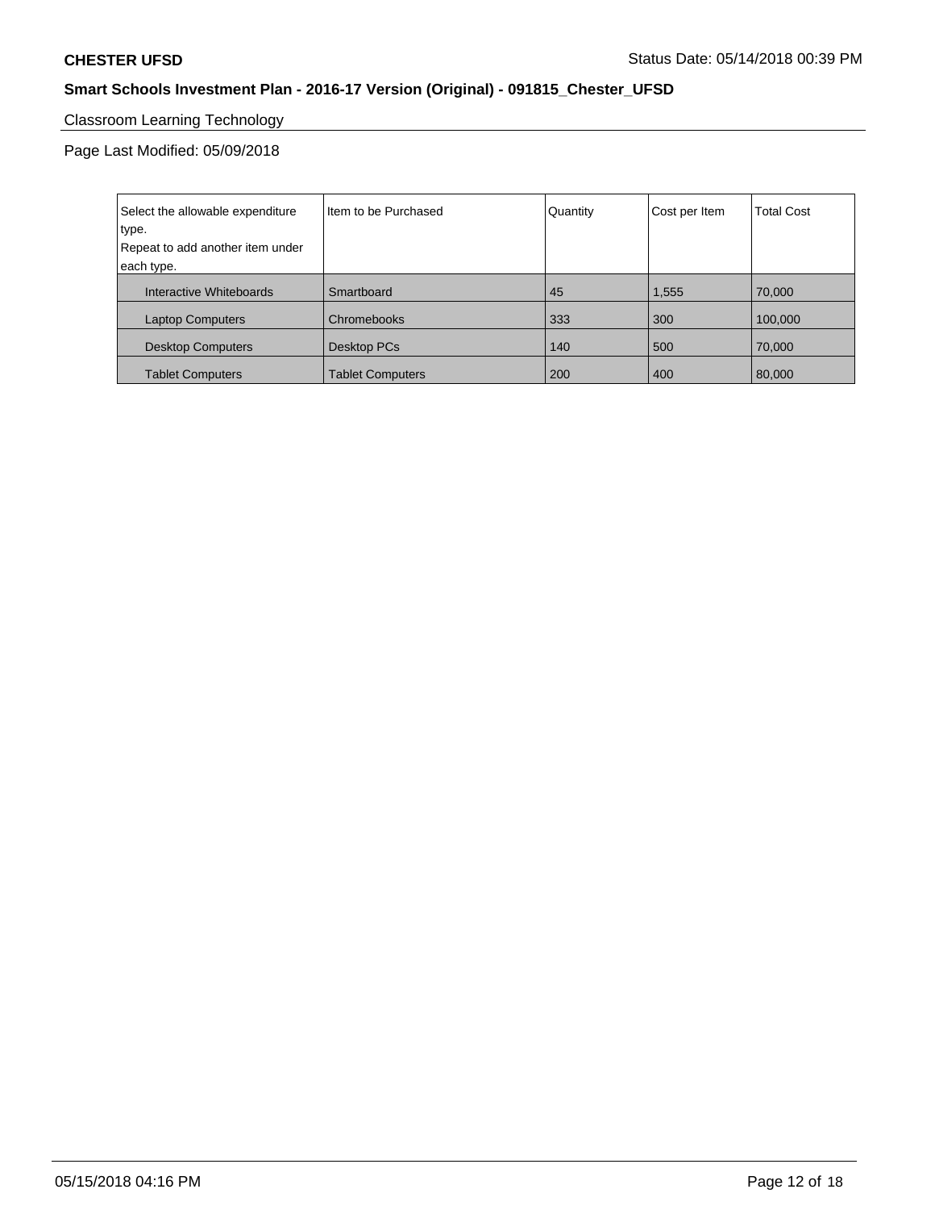Classroom Learning Technology

Page Last Modified: 05/09/2018

| Select the allowable expenditure type.<br>Repeat to add another item under each type. | Item to be Purchased | Quantity | Cost per Item | Total Cost |
|---|---|---|---|---|
| Interactive Whiteboards | Smartboard | 45 | 1,555 | 70,000 |
| Laptop Computers | Chromebooks | 333 | 300 | 100,000 |
| Desktop Computers | Desktop PCs | 140 | 500 | 70,000 |
| Tablet Computers | Tablet Computers | 200 | 400 | 80,000 |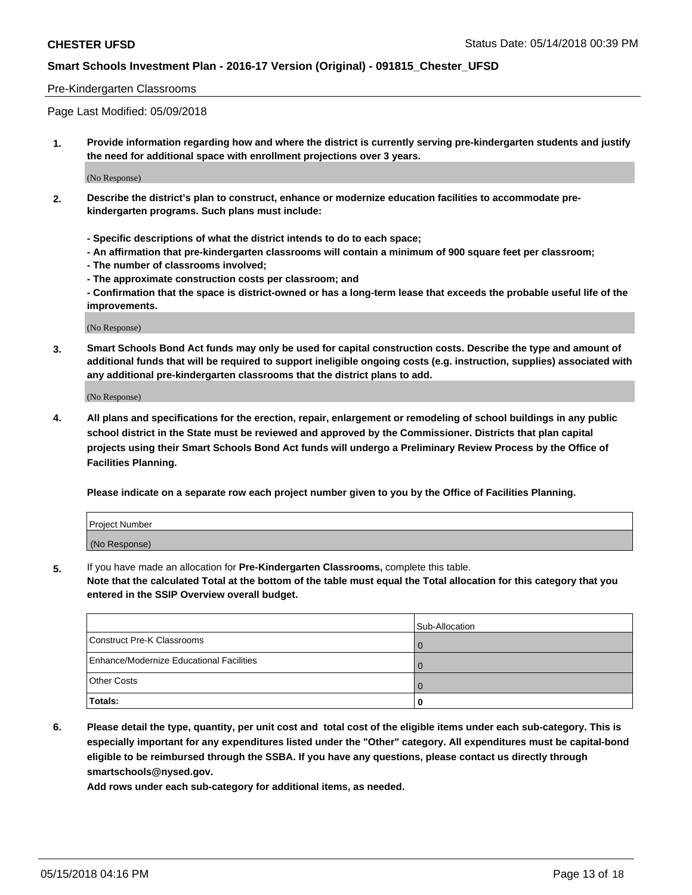Pre-Kindergarten Classrooms

Page Last Modified: 05/09/2018

1. **Provide information regarding how and where the district is currently serving pre-kindergarten students and justify the need for additional space with enrollment projections over 3 years.**

(No Response)

2. **Describe the district's plan to construct, enhance or modernize education facilities to accommodate pre-kindergarten programs. Such plans must include:**

   **- Specific descriptions of what the district intends to do to each space;**
   **- An affirmation that pre-kindergarten classrooms will contain a minimum of 900 square feet per classroom;**
   **- The number of classrooms involved;**
   **- The approximate construction costs per classroom; and**
   **- Confirmation that the space is district-owned or has a long-term lease that exceeds the probable useful life of the improvements.**

(No Response)

3. **Smart Schools Bond Act funds may only be used for capital construction costs. Describe the type and amount of additional funds that will be required to support ineligible ongoing costs (e.g. instruction, supplies) associated with any additional pre-kindergarten classrooms that the district plans to add.**

(No Response)

4. **All plans and specifications for the erection, repair, enlargement or remodeling of school buildings in any public school district in the State must be reviewed and approved by the Commissioner. Districts that plan capital projects using their Smart Schools Bond Act funds will undergo a Preliminary Review Process by the Office of Facilities Planning.**

   **Please indicate on a separate row each project number given to you by the Office of Facilities Planning.**

| Project Number |
|---|
| (No Response) |

5. If you have made an allocation for **Pre-Kindergarten Classrooms,** complete this table.
   **Note that the calculated Total at the bottom of the table must equal the Total allocation for this category that you entered in the SSIP Overview overall budget.**

| | Sub-Allocation |
|---|---|
| Construct Pre-K Classrooms | 0 |
| Enhance/Modernize Educational Facilities | 0 |
| Other Costs | 0 |
| **Totals:** | **0** |

6. **Please detail the type, quantity, per unit cost and total cost of the eligible items under each sub-category. This is especially important for any expenditures listed under the "Other" category. All expenditures must be capital-bond eligible to be reimbursed through the SSBA. If you have any questions, please contact us directly through smartschools@nysed.gov.**

   **Add rows under each sub-category for additional items, as needed.**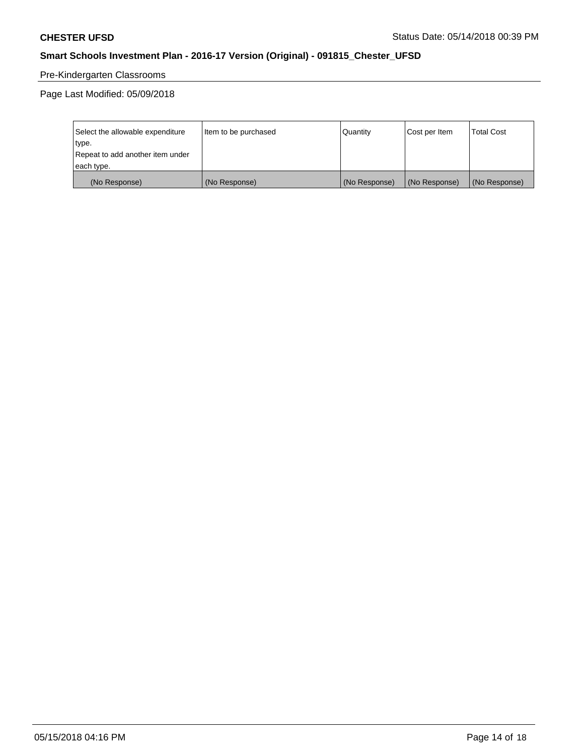Pre-Kindergarten Classrooms

Page Last Modified: 05/09/2018

| Select the allowable expenditure type.<br>Repeat to add another item under each type. | Item to be purchased | Quantity | Cost per Item | Total Cost |
|---|---|---|---|---|
| (No Response) | (No Response) | (No Response) | (No Response) | (No Response) |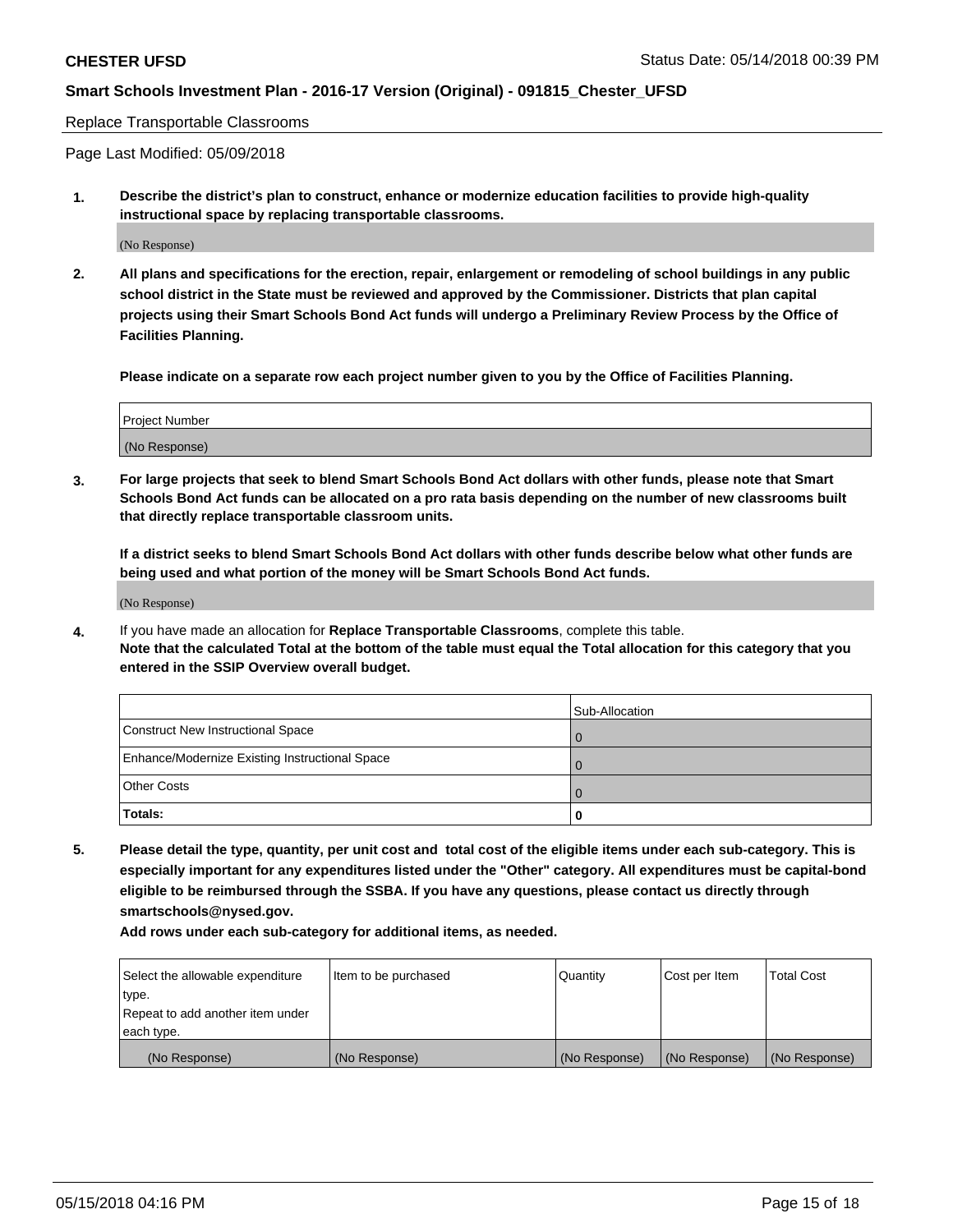Replace Transportable Classrooms

Page Last Modified: 05/09/2018

**1. Describe the district's plan to construct, enhance or modernize education facilities to provide high-quality instructional space by replacing transportable classrooms.**

(No Response)

**2. All plans and specifications for the erection, repair, enlargement or remodeling of school buildings in any public school district in the State must be reviewed and approved by the Commissioner. Districts that plan capital projects using their Smart Schools Bond Act funds will undergo a Preliminary Review Process by the Office of Facilities Planning.**

**Please indicate on a separate row each project number given to you by the Office of Facilities Planning.**

| Project Number |
|---|
| (No Response) |

**3. For large projects that seek to blend Smart Schools Bond Act dollars with other funds, please note that Smart Schools Bond Act funds can be allocated on a pro rata basis depending on the number of new classrooms built that directly replace transportable classroom units.**

**If a district seeks to blend Smart Schools Bond Act dollars with other funds describe below what other funds are being used and what portion of the money will be Smart Schools Bond Act funds.**

(No Response)

**4.** If you have made an allocation for **Replace Transportable Classrooms**, complete this table. **Note that the calculated Total at the bottom of the table must equal the Total allocation for this category that you entered in the SSIP Overview overall budget.**

| | Sub-Allocation |
|---|---|
| Construct New Instructional Space | 0 |
| Enhance/Modernize Existing Instructional Space | 0 |
| Other Costs | 0 |
| **Totals:** | **0** |

**5. Please detail the type, quantity, per unit cost and total cost of the eligible items under each sub-category. This is especially important for any expenditures listed under the "Other" category. All expenditures must be capital-bond eligible to be reimbursed through the SSBA. If you have any questions, please contact us directly through smartschools@nysed.gov.**

**Add rows under each sub-category for additional items, as needed.**

| Select the allowable expenditure type. Repeat to add another item under each type. | Item to be purchased | Quantity | Cost per Item | Total Cost |
|---|---|---|---|---|
| (No Response) | (No Response) | (No Response) | (No Response) | (No Response) |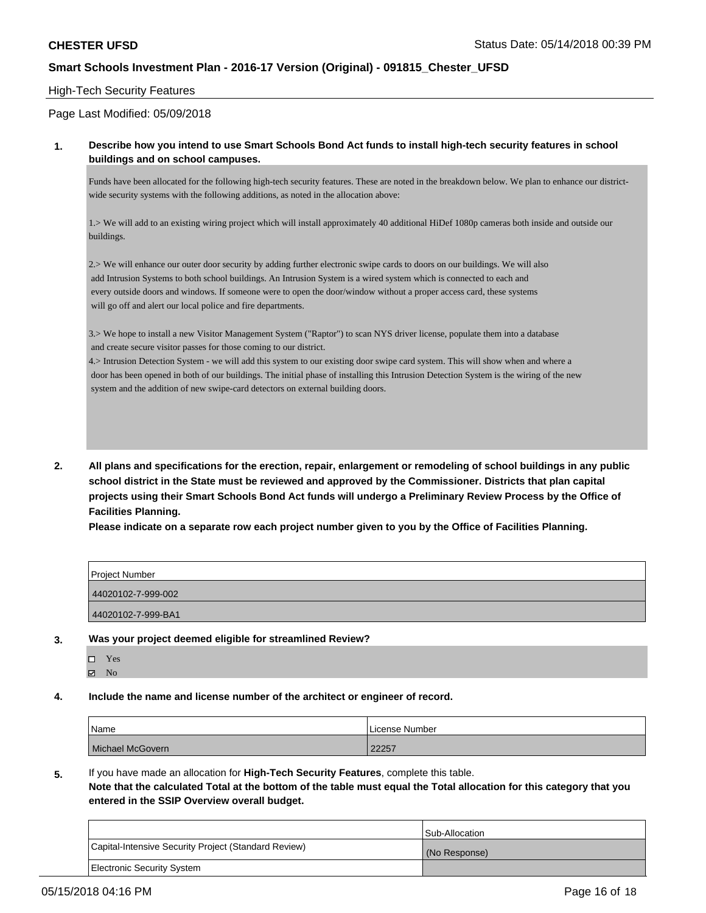## High-Tech Security Features

Page Last Modified: 05/09/2018

**1. Describe how you intend to use Smart Schools Bond Act funds to install high-tech security features in school buildings and on school campuses.**

Funds have been allocated for the following high-tech security features. These are noted in the breakdown below. We plan to enhance our district-wide security systems with the following additions, as noted in the allocation above:

1.> We will add to an existing wiring project which will install approximately 40 additional HiDef 1080p cameras both inside and outside our buildings.

2.> We will enhance our outer door security by adding further electronic swipe cards to doors on our buildings. We will also add Intrusion Systems to both school buildings. An Intrusion System is a wired system which is connected to each and every outside doors and windows. If someone were to open the door/window without a proper access card, these systems will go off and alert our local police and fire departments.

3.> We hope to install a new Visitor Management System ("Raptor") to scan NYS driver license, populate them into a database and create secure visitor passes for those coming to our district.
4.> Intrusion Detection System - we will add this system to our existing door swipe card system. This will show when and where a door has been opened in both of our buildings. The initial phase of installing this Intrusion Detection System is the wiring of the new system and the addition of new swipe-card detectors on external building doors.

**2. All plans and specifications for the erection, repair, enlargement or remodeling of school buildings in any public school district in the State must be reviewed and approved by the Commissioner. Districts that plan capital projects using their Smart Schools Bond Act funds will undergo a Preliminary Review Process by the Office of Facilities Planning.**
**Please indicate on a separate row each project number given to you by the Office of Facilities Planning.**

| Project Number |
|---|
| 44020102-7-999-002 |
| 44020102-7-999-BA1 |

**3. Was your project deemed eligible for streamlined Review?**

- ☐ Yes
- ☑ No

**4. Include the name and license number of the architect or engineer of record.**

| Name | License Number |
|---|---|
| Michael McGovern | 22257 |

**5.** If you have made an allocation for **High-Tech Security Features**, complete this table.
**Note that the calculated Total at the bottom of the table must equal the Total allocation for this category that you entered in the SSIP Overview overall budget.**

| | Sub-Allocation |
|---|---|
| Capital-Intensive Security Project (Standard Review) | (No Response) |
| Electronic Security System | |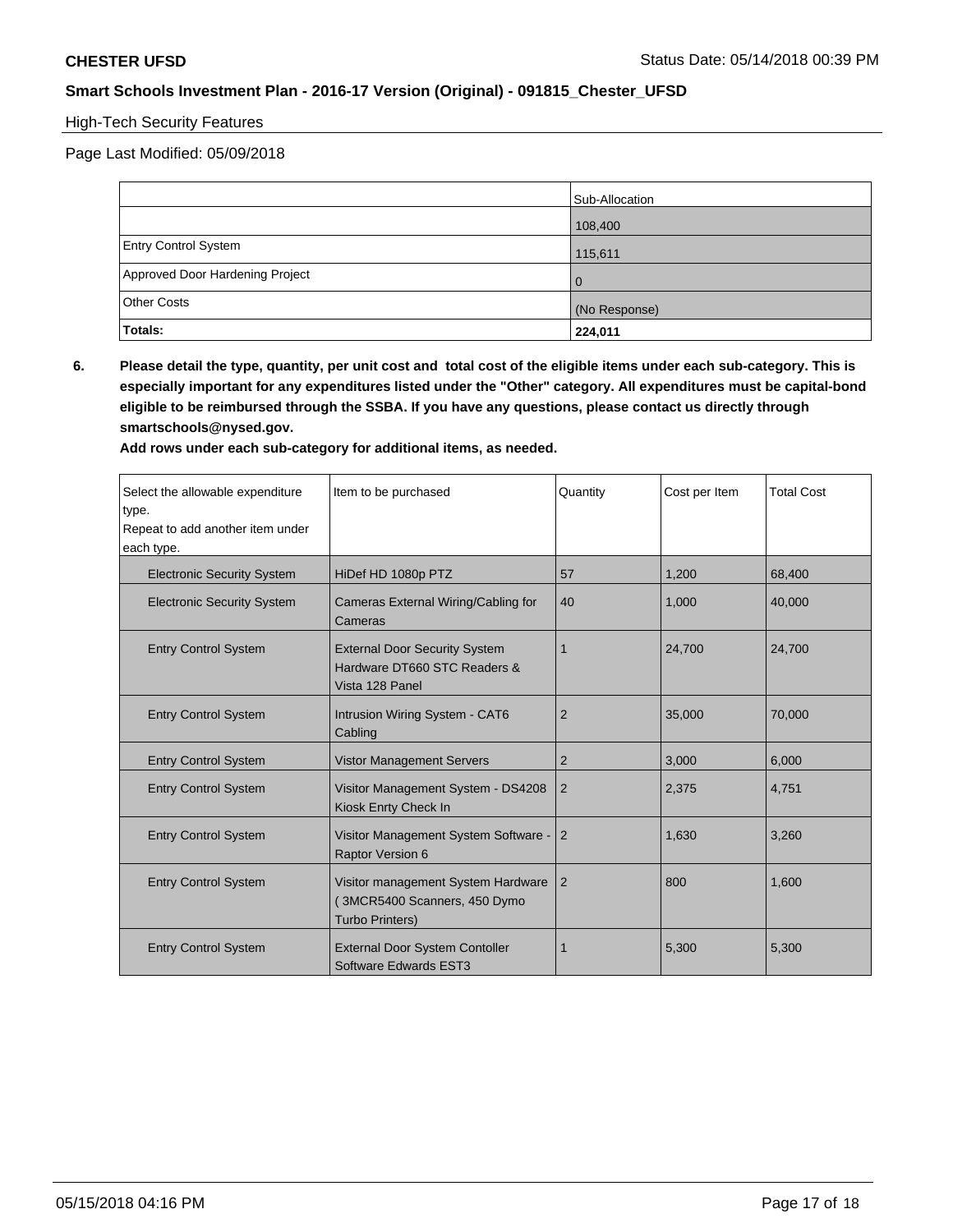**CHESTER UFSD** Status Date: 05/14/2018 00:39 PM

**Smart Schools Investment Plan - 2016-17 Version (Original) - 091815_Chester_UFSD**

High-Tech Security Features

Page Last Modified: 05/09/2018

| | Sub-Allocation |
|---|---|
| | 108,400 |
| Entry Control System | 115,611 |
| Approved Door Hardening Project | 0 |
| Other Costs | (No Response) |
| **Totals:** | **224,011** |

**6. Please detail the type, quantity, per unit cost and total cost of the eligible items under each sub-category. This is especially important for any expenditures listed under the "Other" category. All expenditures must be capital-bond eligible to be reimbursed through the SSBA. If you have any questions, please contact us directly through smartschools@nysed.gov.**

**Add rows under each sub-category for additional items, as needed.**

| Select the allowable expenditure type. Repeat to add another item under each type. | Item to be purchased | Quantity | Cost per Item | Total Cost |
|---|---|---|---|---|
| Electronic Security System | HiDef HD 1080p PTZ | 57 | 1,200 | 68,400 |
| Electronic Security System | Cameras External Wiring/Cabling for Cameras | 40 | 1,000 | 40,000 |
| Entry Control System | External Door Security System Hardware DT660 STC Readers & Vista 128 Panel | 1 | 24,700 | 24,700 |
| Entry Control System | Intrusion Wiring System - CAT6 Cabling | 2 | 35,000 | 70,000 |
| Entry Control System | Vistor Management Servers | 2 | 3,000 | 6,000 |
| Entry Control System | Visitor Management System - DS4208 Kiosk Enrty Check In | 2 | 2,375 | 4,751 |
| Entry Control System | Visitor Management System Software - Raptor Version 6 | 2 | 1,630 | 3,260 |
| Entry Control System | Visitor management System Hardware ( 3MCR5400 Scanners, 450 Dymo Turbo Printers) | 2 | 800 | 1,600 |
| Entry Control System | External Door System Contoller Software Edwards EST3 | 1 | 5,300 | 5,300 |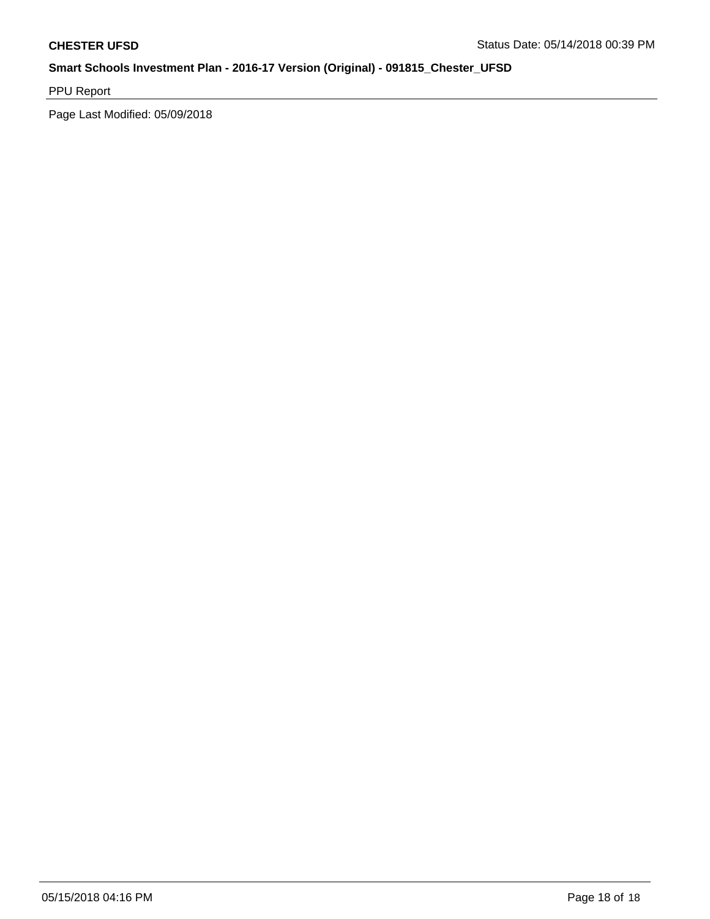PPU Report

Page Last Modified: 05/09/2018